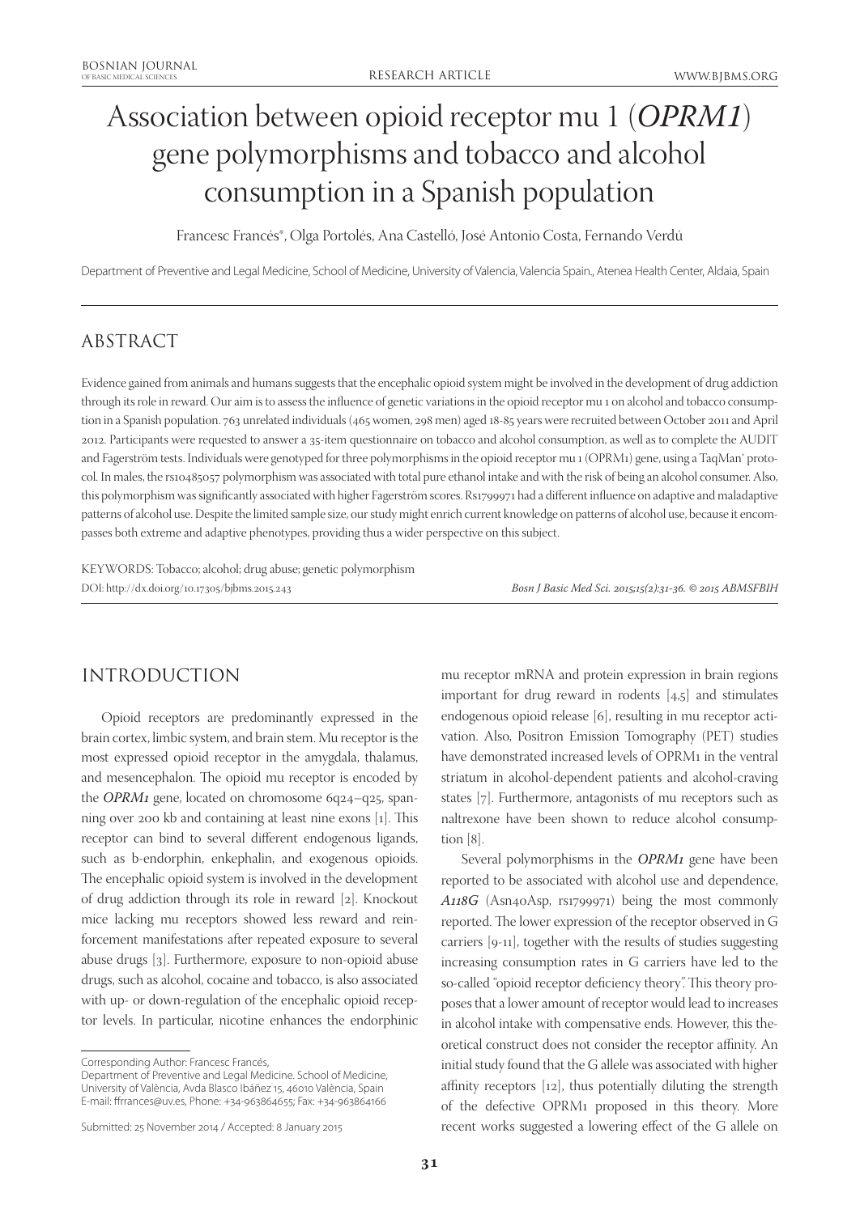# Association between opioid receptor mu 1 (*OPRM1*) gene polymorphisms and tobacco and alcohol consumption in a Spanish population

Francesc Francés*, Olga Portolés, Ana Castelló, José Antonio Costa, Fernando Verdú

Department of Preventive and Legal Medicine, School of Medicine, University of Valencia, Valencia Spain., Atenea Health Center, Aldaia, Spain

## ABSTRACT

Evidence gained from animals and humans suggests that the encephalic opioid system might be involved in the development of drug addiction through its role in reward. Our aim is to assess the influence of genetic variations in the opioid receptor mu 1 on alcohol and tobacco consumption in a Spanish population. 763 unrelated individuals (465 women, 298 men) aged 18-85 years were recruited between October 2011 and April 2012. Participants were requested to answer a 35-item questionnaire on tobacco and alcohol consumption, as well as to complete the AUDIT and Fagerström tests. Individuals were genotyped for three polymorphisms in the opioid receptor mu 1 (OPRM1) gene, using a TaqMan® protocol. In males, the rs10485057 polymorphism was associated with total pure ethanol intake and with the risk of being an alcohol consumer. Also, this polymorphism was significantly associated with higher Fagerström scores. Rs1799971 had a different influence on adaptive and maladaptive patterns of alcohol use. Despite the limited sample size, our study might enrich current knowledge on patterns of alcohol use, because it encompasses both extreme and adaptive phenotypes, providing thus a wider perspective on this subject.

KEYWORDS: Tobacco; alcohol; drug abuse; genetic polymorphism

DOI: http://dx.doi.org/10.17305/bjbms.2015.243

*Bosn J Basic Med Sci. 2015;15(2):31-36. © 2015 ABMSFBIH*

## INTRODUCTION

Opioid receptors are predominantly expressed in the brain cortex, limbic system, and brain stem. Mu receptor is the most expressed opioid receptor in the amygdala, thalamus, and mesencephalon. The opioid mu receptor is encoded by the *OPRM1* gene, located on chromosome 6q24–q25, spanning over 200 kb and containing at least nine exons [1]. This receptor can bind to several different endogenous ligands, such as b-endorphin, enkephalin, and exogenous opioids. The encephalic opioid system is involved in the development of drug addiction through its role in reward [2]. Knockout mice lacking mu receptors showed less reward and reinforcement manifestations after repeated exposure to several abuse drugs [3]. Furthermore, exposure to non-opioid abuse drugs, such as alcohol, cocaine and tobacco, is also associated with up- or down-regulation of the encephalic opioid receptor levels. In particular, nicotine enhances the endorphinic mu receptor mRNA and protein expression in brain regions important for drug reward in rodents [4,5] and stimulates endogenous opioid release [6], resulting in mu receptor activation. Also, Positron Emission Tomography (PET) studies have demonstrated increased levels of OPRM1 in the ventral striatum in alcohol-dependent patients and alcohol-craving states [7]. Furthermore, antagonists of mu receptors such as naltrexone have been shown to reduce alcohol consumption [8].

Several polymorphisms in the *OPRM1* gene have been reported to be associated with alcohol use and dependence, *A118G* (Asn40Asp, rs1799971) being the most commonly reported. The lower expression of the receptor observed in G carriers [9-11], together with the results of studies suggesting increasing consumption rates in G carriers have led to the so-called "opioid receptor deficiency theory". This theory proposes that a lower amount of receptor would lead to increases in alcohol intake with compensative ends. However, this theoretical construct does not consider the receptor affinity. An initial study found that the G allele was associated with higher affinity receptors [12], thus potentially diluting the strength of the defective OPRM1 proposed in this theory. More recent works suggested a lowering effect of the G allele on

Corresponding Author: Francesc Francés, Department of Preventive and Legal Medicine. School of Medicine, University of València, Avda Blasco Ibáñez 15, 46010 València, Spain E-mail: ffrrances@uv.es, Phone: +34-963864655; Fax: +34-963864166

Submitted: 25 November 2014 / Accepted: 8 January 2015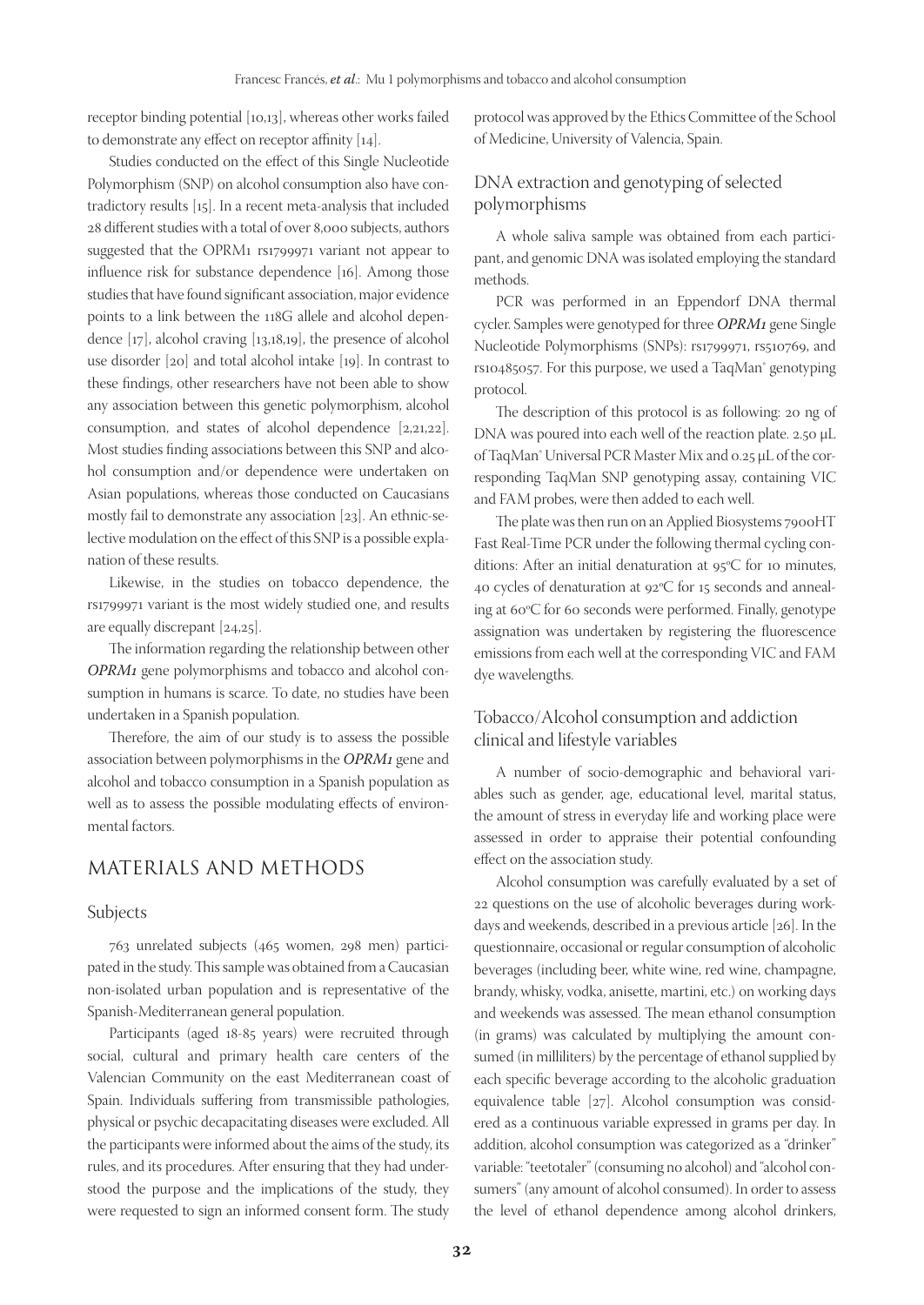receptor binding potential [10,13], whereas other works failed to demonstrate any effect on receptor affinity [14].

Studies conducted on the effect of this Single Nucleotide Polymorphism (SNP) on alcohol consumption also have contradictory results [15]. In a recent meta-analysis that included 28 different studies with a total of over 8,000 subjects, authors suggested that the OPRM1 rs1799971 variant not appear to influence risk for substance dependence [16]. Among those studies that have found significant association, major evidence points to a link between the 118G allele and alcohol dependence [17], alcohol craving [13,18,19], the presence of alcohol use disorder [20] and total alcohol intake [19]. In contrast to these findings, other researchers have not been able to show any association between this genetic polymorphism, alcohol consumption, and states of alcohol dependence [2,21,22]. Most studies finding associations between this SNP and alcohol consumption and/or dependence were undertaken on Asian populations, whereas those conducted on Caucasians mostly fail to demonstrate any association [23]. An ethnic-selective modulation on the effect of this SNP is a possible explanation of these results.

Likewise, in the studies on tobacco dependence, the rs1799971 variant is the most widely studied one, and results are equally discrepant [24,25].

The information regarding the relationship between other ***OPRM1*** gene polymorphisms and tobacco and alcohol consumption in humans is scarce. To date, no studies have been undertaken in a Spanish population.

Therefore, the aim of our study is to assess the possible association between polymorphisms in the ***OPRM1*** gene and alcohol and tobacco consumption in a Spanish population as well as to assess the possible modulating effects of environmental factors.

## MATERIALS AND METHODS

### Subjects

763 unrelated subjects (465 women, 298 men) participated in the study. This sample was obtained from a Caucasian non-isolated urban population and is representative of the Spanish-Mediterranean general population.

Participants (aged 18-85 years) were recruited through social, cultural and primary health care centers of the Valencian Community on the east Mediterranean coast of Spain. Individuals suffering from transmissible pathologies, physical or psychic decapacitating diseases were excluded. All the participants were informed about the aims of the study, its rules, and its procedures. After ensuring that they had understood the purpose and the implications of the study, they were requested to sign an informed consent form. The study protocol was approved by the Ethics Committee of the School of Medicine, University of Valencia, Spain.

### DNA extraction and genotyping of selected polymorphisms

A whole saliva sample was obtained from each participant, and genomic DNA was isolated employing the standard methods.

PCR was performed in an Eppendorf DNA thermal cycler. Samples were genotyped for three ***OPRM1*** gene Single Nucleotide Polymorphisms (SNPs): rs1799971, rs510769, and rs10485057. For this purpose, we used a TaqMan® genotyping protocol.

The description of this protocol is as following: 20 ng of DNA was poured into each well of the reaction plate. 2.50 µL of TaqMan® Universal PCR Master Mix and 0.25 µL of the corresponding TaqMan SNP genotyping assay, containing VIC and FAM probes, were then added to each well.

The plate was then run on an Applied Biosystems 7900HT Fast Real-Time PCR under the following thermal cycling conditions: After an initial denaturation at 95°C for 10 minutes, 40 cycles of denaturation at 92°C for 15 seconds and annealing at 60°C for 60 seconds were performed. Finally, genotype assignation was undertaken by registering the fluorescence emissions from each well at the corresponding VIC and FAM dye wavelengths.

### Tobacco/Alcohol consumption and addiction clinical and lifestyle variables

A number of socio-demographic and behavioral variables such as gender, age, educational level, marital status, the amount of stress in everyday life and working place were assessed in order to appraise their potential confounding effect on the association study.

Alcohol consumption was carefully evaluated by a set of 22 questions on the use of alcoholic beverages during workdays and weekends, described in a previous article [26]. In the questionnaire, occasional or regular consumption of alcoholic beverages (including beer, white wine, red wine, champagne, brandy, whisky, vodka, anisette, martini, etc.) on working days and weekends was assessed. The mean ethanol consumption (in grams) was calculated by multiplying the amount consumed (in milliliters) by the percentage of ethanol supplied by each specific beverage according to the alcoholic graduation equivalence table [27]. Alcohol consumption was considered as a continuous variable expressed in grams per day. In addition, alcohol consumption was categorized as a "drinker" variable: "teetotaler" (consuming no alcohol) and "alcohol consumers" (any amount of alcohol consumed). In order to assess the level of ethanol dependence among alcohol drinkers,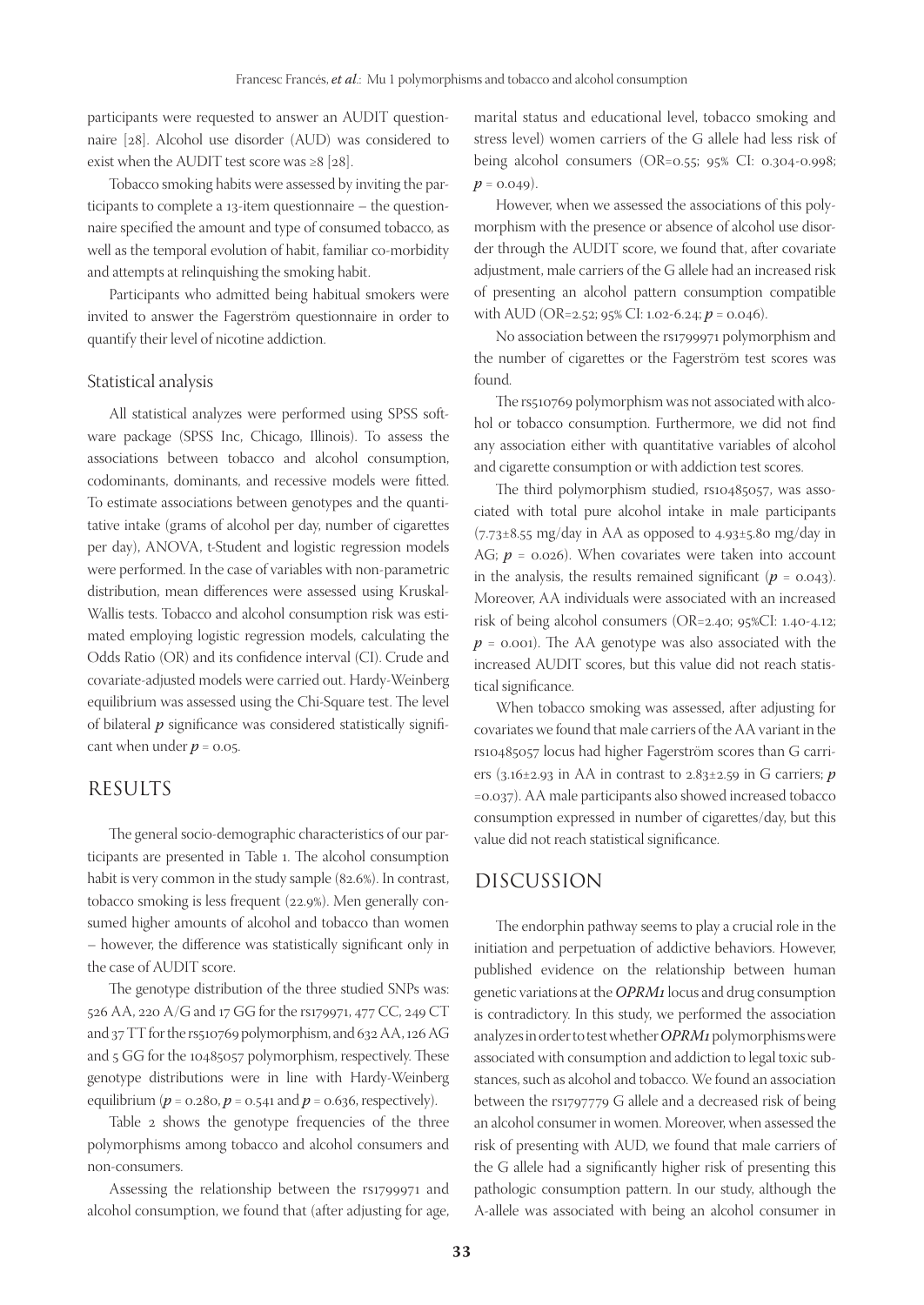participants were requested to answer an AUDIT questionnaire [28]. Alcohol use disorder (AUD) was considered to exist when the AUDIT test score was ≥8 [28].

Tobacco smoking habits were assessed by inviting the participants to complete a 13-item questionnaire – the questionnaire specified the amount and type of consumed tobacco, as well as the temporal evolution of habit, familiar co-morbidity and attempts at relinquishing the smoking habit.

Participants who admitted being habitual smokers were invited to answer the Fagerström questionnaire in order to quantify their level of nicotine addiction.

### Statistical analysis

All statistical analyzes were performed using SPSS software package (SPSS Inc, Chicago, Illinois). To assess the associations between tobacco and alcohol consumption, codominants, dominants, and recessive models were fitted. To estimate associations between genotypes and the quantitative intake (grams of alcohol per day, number of cigarettes per day), ANOVA, t-Student and logistic regression models were performed. In the case of variables with non-parametric distribution, mean differences were assessed using Kruskal-Wallis tests. Tobacco and alcohol consumption risk was estimated employing logistic regression models, calculating the Odds Ratio (OR) and its confidence interval (CI). Crude and covariate-adjusted models were carried out. Hardy-Weinberg equilibrium was assessed using the Chi-Square test. The level of bilateral $p$ significance was considered statistically significant when under $p = 0.05$.

## RESULTS

The general socio-demographic characteristics of our participants are presented in Table 1. The alcohol consumption habit is very common in the study sample (82.6%). In contrast, tobacco smoking is less frequent (22.9%). Men generally consumed higher amounts of alcohol and tobacco than women – however, the difference was statistically significant only in the case of AUDIT score.

The genotype distribution of the three studied SNPs was: 526 AA, 220 A/G and 17 GG for the rs179971, 477 CC, 249 CT and 37 TT for the rs510769 polymorphism, and 632 AA, 126 AG and 5 GG for the 10485057 polymorphism, respectively. These genotype distributions were in line with Hardy-Weinberg equilibrium ($p = 0.280$, $p = 0.541$ and $p = 0.636$, respectively).

Table 2 shows the genotype frequencies of the three polymorphisms among tobacco and alcohol consumers and non-consumers.

Assessing the relationship between the rs1799971 and alcohol consumption, we found that (after adjusting for age, marital status and educational level, tobacco smoking and stress level) women carriers of the G allele had less risk of being alcohol consumers (OR=0.55; 95% CI: 0.304-0.998; $p = 0.049$).

However, when we assessed the associations of this polymorphism with the presence or absence of alcohol use disorder through the AUDIT score, we found that, after covariate adjustment, male carriers of the G allele had an increased risk of presenting an alcohol pattern consumption compatible with AUD (OR=2.52; 95% CI: 1.02-6.24; $p = 0.046$).

No association between the rs1799971 polymorphism and the number of cigarettes or the Fagerström test scores was found.

The rs510769 polymorphism was not associated with alcohol or tobacco consumption. Furthermore, we did not find any association either with quantitative variables of alcohol and cigarette consumption or with addiction test scores.

The third polymorphism studied, rs10485057, was associated with total pure alcohol intake in male participants (7.73±8.55 mg/day in AA as opposed to 4.93±5.80 mg/day in AG; $p = 0.026$). When covariates were taken into account in the analysis, the results remained significant ($p = 0.043$). Moreover, AA individuals were associated with an increased risk of being alcohol consumers (OR=2.40; 95%CI: 1.40-4.12; $p = 0.001$). The AA genotype was also associated with the increased AUDIT scores, but this value did not reach statistical significance.

When tobacco smoking was assessed, after adjusting for covariates we found that male carriers of the AA variant in the rs10485057 locus had higher Fagerström scores than G carriers (3.16±2.93 in AA in contrast to 2.83±2.59 in G carriers; $p = 0.037$). AA male participants also showed increased tobacco consumption expressed in number of cigarettes/day, but this value did not reach statistical significance.

## DISCUSSION

The endorphin pathway seems to play a crucial role in the initiation and perpetuation of addictive behaviors. However, published evidence on the relationship between human genetic variations at the *OPRM1* locus and drug consumption is contradictory. In this study, we performed the association analyzes in order to test whether *OPRM1* polymorphisms were associated with consumption and addiction to legal toxic substances, such as alcohol and tobacco. We found an association between the rs1797779 G allele and a decreased risk of being an alcohol consumer in women. Moreover, when assessed the risk of presenting with AUD, we found that male carriers of the G allele had a significantly higher risk of presenting this pathologic consumption pattern. In our study, although the A-allele was associated with being an alcohol consumer in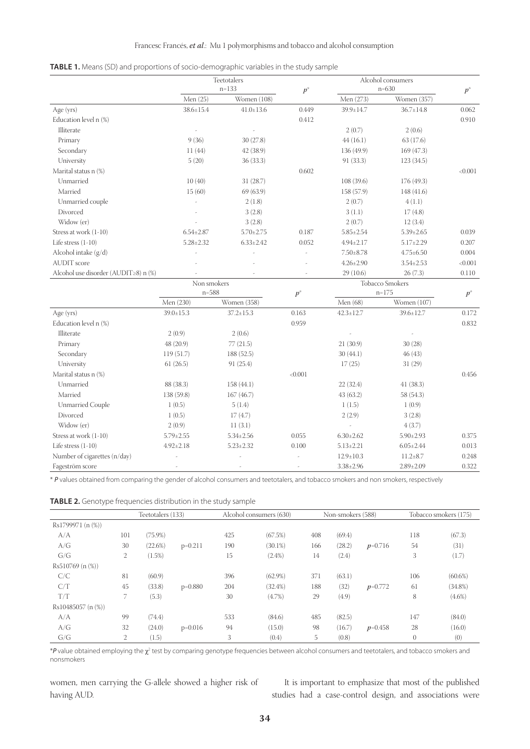**TABLE 1.** Means (SD) and proportions of socio-demographic variables in the study sample

| | Teetotalers n=133 | | $p^*$ | Alcohol consumers n=630 | | $p^*$ |
|---|---|---|---|---|---|---|
| | Men (25) | Women (108) | | Men (273) | Women (357) | |
| Age (yrs) | 38.6±15.4 | 41.0±13.6 | 0.449 | 39.9±14.7 | 36.7±14.8 | 0.062 |
| Education level n (%) | | | 0.412 | | | 0.910 |
| Illiterate | - | - | | 2 (0.7) | 2 (0.6) | |
| Primary | 9 (36) | 30 (27.8) | | 44 (16.1) | 63 (17.6) | |
| Secondary | 11 (44) | 42 (38.9) | | 136 (49.9) | 169 (47.3) | |
| University | 5 (20) | 36 (33.3) | | 91 (33.3) | 123 (34.5) | |
| Marital status n (%) | | | 0.602 | | | <0.001 |
| Unmarried | 10 (40) | 31 (28.7) | | 108 (39.6) | 176 (49.3) | |
| Married | 15 (60) | 69 (63.9) | | 158 (57.9) | 148 (41.6) | |
| Unmarried couple | - | 2 (1.8) | | 2 (0.7) | 4 (1.1) | |
| Divorced | - | 3 (2.8) | | 3 (1.1) | 17 (4.8) | |
| Widow (er) | - | 3 (2.8) | | 2 (0.7) | 12 (3.4) | |
| Stress at work (1-10) | 6.54±2.87 | 5.70±2.75 | 0.187 | 5.85±2.54 | 5.39±2.65 | 0.039 |
| Life stress (1-10) | 5.28±2.32 | 6.33±2.42 | 0.052 | 4.94±2.17 | 5.17±2.29 | 0.207 |
| Alcohol intake (g/d) | - | - | - | 7.50±8.78 | 4.75±6.50 | 0.004 |
| AUDIT score | - | - | - | 4.26±2.90 | 3.54±2.53 | <0.001 |
| Alcohol use disorder (AUDIT≥8) n (%) | - | - | - | 29 (10.6) | 26 (7.3) | 0.110 |
| | Non smokers n=588 | | $p^*$ | Tobacco Smokers n=175 | | $p^*$ |
| | Men (230) | Women (358) | | Men (68) | Women (107) | |
| Age (yrs) | 39.0±15.3 | 37.2±15.3 | 0.163 | 42.3±12.7 | 39.6±12.7 | 0.172 |
| Education level n (%) | | | 0.959 | | | 0.832 |
| Illiterate | 2 (0.9) | 2 (0.6) | | - | - | |
| Primary | 48 (20.9) | 77 (21.5) | | 21 (30.9) | 30 (28) | |
| Secondary | 119 (51.7) | 188 (52.5) | | 30 (44.1) | 46 (43) | |
| University | 61 (26.5) | 91 (25.4) | | 17 (25) | 31 (29) | |
| Marital status n (%) | | | <0.001 | | | 0.456 |
| Unmarried | 88 (38.3) | 158 (44.1) | | 22 (32.4) | 41 (38.3) | |
| Married | 138 (59.8) | 167 (46.7) | | 43 (63.2) | 58 (54.3) | |
| Unmarried Couple | 1 (0.5) | 5 (1.4) | | 1 (1.5) | 1 (0.9) | |
| Divorced | 1 (0.5) | 17 (4.7) | | 2 (2.9) | 3 (2.8) | |
| Widow (er) | 2 (0.9) | 11 (3.1) | | - | 4 (3.7) | |
| Stress at work (1-10) | 5.79±2.55 | 5.34±2.56 | 0.055 | 6.30±2.62 | 5.90±2.93 | 0.375 |
| Life stress (1-10) | 4.92±2.18 | 5.23±2.32 | 0.100 | 5.13±2.21 | 6.05±2.44 | 0.013 |
| Number of cigarettes (n/day) | - | - | - | 12.9±10.3 | 11.2±8.7 | 0.248 |
| Fageström score | - | - | - | 3.38±2.96 | 2.89±2.09 | 0.322 |

\* *P* values obtained from comparing the gender of alcohol consumers and teetotalers, and tobacco smokers and non smokers, respectively

**TABLE 2.** Genotype frequencies distribution in the study sample

| | Teetotalers (133) | | | Alcohol consumers (630) | | Non-smokers (588) | | | Tobacco smokers (175) | |
|---|---|---|---|---|---|---|---|---|---|---|
| Rs1799971 (n (%)) | | | | | | | | | | |
| A/A | 101 | (75.9%) | | 425 | (67.5%) | 408 | (69.4) | | 118 | (67.3) |
| A/G | 30 | (22.6%) | p=0.211 | 190 | (30.1%) | 166 | (28.2) | *p*=0.716 | 54 | (31) |
| G/G | 2 | (1.5%) | | 15 | (2.4%) | 14 | (2.4) | | 3 | (1.7) |
| Rs510769 (n (%)) | | | | | | | | | | |
| C/C | 81 | (60.9) | | 396 | (62.9%) | 371 | (63.1) | | 106 | (60.6%) |
| C/T | 45 | (33.8) | p=0.880 | 204 | (32.4%) | 188 | (32) | *p*=0.772 | 61 | (34.8%) |
| T/T | 7 | (5.3) | | 30 | (4.7%) | 29 | (4.9) | | 8 | (4.6%) |
| Rs10485057 (n (%)) | | | | | | | | | | |
| A/A | 99 | (74.4) | | 533 | (84.6) | 485 | (82.5) | | 147 | (84.0) |
| A/G | 32 | (24.0) | p=0.016 | 94 | (15.0) | 98 | (16.7) | *p*=0.458 | 28 | (16.0) |
| G/G | 2 | (1.5) | | 3 | (0.4) | 5 | (0.8) | | 0 | (0) |

\**P* value obtained employing the $\chi^2$ test by comparing genotype frequencies between alcohol consumers and teetotalers, and tobacco smokers and nonsmokers

women, men carrying the G-allele showed a higher risk of having AUD.

It is important to emphasize that most of the published studies had a case-control design, and associations were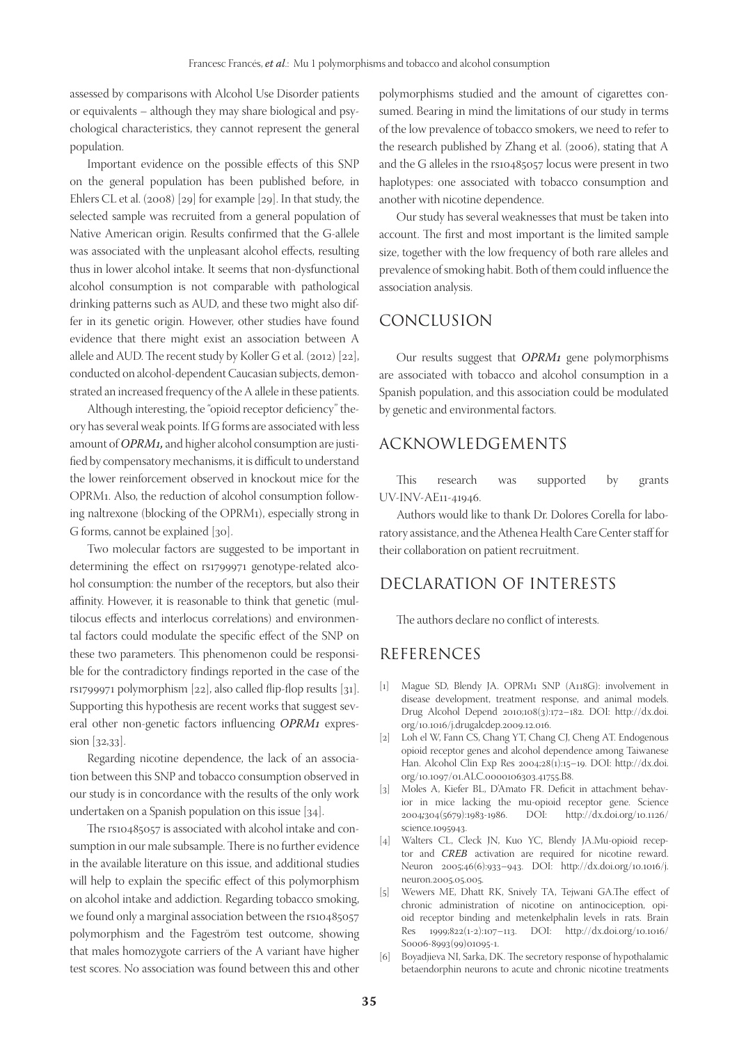assessed by comparisons with Alcohol Use Disorder patients or equivalents – although they may share biological and psychological characteristics, they cannot represent the general population.

Important evidence on the possible effects of this SNP on the general population has been published before, in Ehlers CL et al. (2008) [29] for example [29]. In that study, the selected sample was recruited from a general population of Native American origin. Results confirmed that the G-allele was associated with the unpleasant alcohol effects, resulting thus in lower alcohol intake. It seems that non-dysfunctional alcohol consumption is not comparable with pathological drinking patterns such as AUD, and these two might also differ in its genetic origin. However, other studies have found evidence that there might exist an association between A allele and AUD. The recent study by Koller G et al. (2012) [22], conducted on alcohol-dependent Caucasian subjects, demonstrated an increased frequency of the A allele in these patients.

Although interesting, the "opioid receptor deficiency" theory has several weak points. If G forms are associated with less amount of ***OPRM1,*** and higher alcohol consumption are justified by compensatory mechanisms, it is difficult to understand the lower reinforcement observed in knockout mice for the OPRM1. Also, the reduction of alcohol consumption following naltrexone (blocking of the OPRM1), especially strong in G forms, cannot be explained [30].

Two molecular factors are suggested to be important in determining the effect on rs1799971 genotype-related alcohol consumption: the number of the receptors, but also their affinity. However, it is reasonable to think that genetic (multilocus effects and interlocus correlations) and environmental factors could modulate the specific effect of the SNP on these two parameters. This phenomenon could be responsible for the contradictory findings reported in the case of the rs1799971 polymorphism [22], also called flip-flop results [31]. Supporting this hypothesis are recent works that suggest several other non-genetic factors influencing ***OPRM1*** expression [32,33].

Regarding nicotine dependence, the lack of an association between this SNP and tobacco consumption observed in our study is in concordance with the results of the only work undertaken on a Spanish population on this issue [34].

The rs10485057 is associated with alcohol intake and consumption in our male subsample. There is no further evidence in the available literature on this issue, and additional studies will help to explain the specific effect of this polymorphism on alcohol intake and addiction. Regarding tobacco smoking, we found only a marginal association between the rs10485057 polymorphism and the Fageström test outcome, showing that males homozygote carriers of the A variant have higher test scores. No association was found between this and other polymorphisms studied and the amount of cigarettes consumed. Bearing in mind the limitations of our study in terms of the low prevalence of tobacco smokers, we need to refer to the research published by Zhang et al. (2006), stating that A and the G alleles in the rs10485057 locus were present in two haplotypes: one associated with tobacco consumption and another with nicotine dependence.

Our study has several weaknesses that must be taken into account. The first and most important is the limited sample size, together with the low frequency of both rare alleles and prevalence of smoking habit. Both of them could influence the association analysis.

## CONCLUSION

Our results suggest that ***OPRM1*** gene polymorphisms are associated with tobacco and alcohol consumption in a Spanish population, and this association could be modulated by genetic and environmental factors.

## ACKNOWLEDGEMENTS

This research was supported by grants UV-INV-AE11-41946.

Authors would like to thank Dr. Dolores Corella for laboratory assistance, and the Athenea Health Care Center staff for their collaboration on patient recruitment.

## DECLARATION OF INTERESTS

The authors declare no conflict of interests.

## REFERENCES

[1] Mague SD, Blendy JA. OPRM1 SNP (A118G): involvement in disease development, treatment response, and animal models. Drug Alcohol Depend 2010;108(3):172–182. DOI: http://dx.doi.org/10.1016/j.drugalcdep.2009.12.016.

[2] Loh el W, Fann CS, Chang YT, Chang CJ, Cheng AT. Endogenous opioid receptor genes and alcohol dependence among Taiwanese Han. Alcohol Clin Exp Res 2004;28(1):15–19. DOI: http://dx.doi.org/10.1097/01.ALC.0000106303.41755.B8.

[3] Moles A, Kiefer BL, D'Amato FR. Deficit in attachment behavior in mice lacking the mu-opioid receptor gene. Science 2004;304(5679):1983-1986. DOI: http://dx.doi.org/10.1126/science.1095943.

[4] Walters CL, Cleck JN, Kuo YC, Blendy JA.Mu-opioid receptor and ***CREB*** activation are required for nicotine reward. Neuron 2005;46(6):933–943. DOI: http://dx.doi.org/10.1016/j.neuron.2005.05.005.

[5] Wewers ME, Dhatt RK, Snively TA, Tejwani GA.The effect of chronic administration of nicotine on antinociception, opioid receptor binding and metenkelphalin levels in rats. Brain Res 1999;822(1-2):107–113. DOI: http://dx.doi.org/10.1016/S0006-8993(99)01095-1.

[6] Boyadjieva NI, Sarka, DK. The secretory response of hypothalamic betaendorphin neurons to acute and chronic nicotine treatments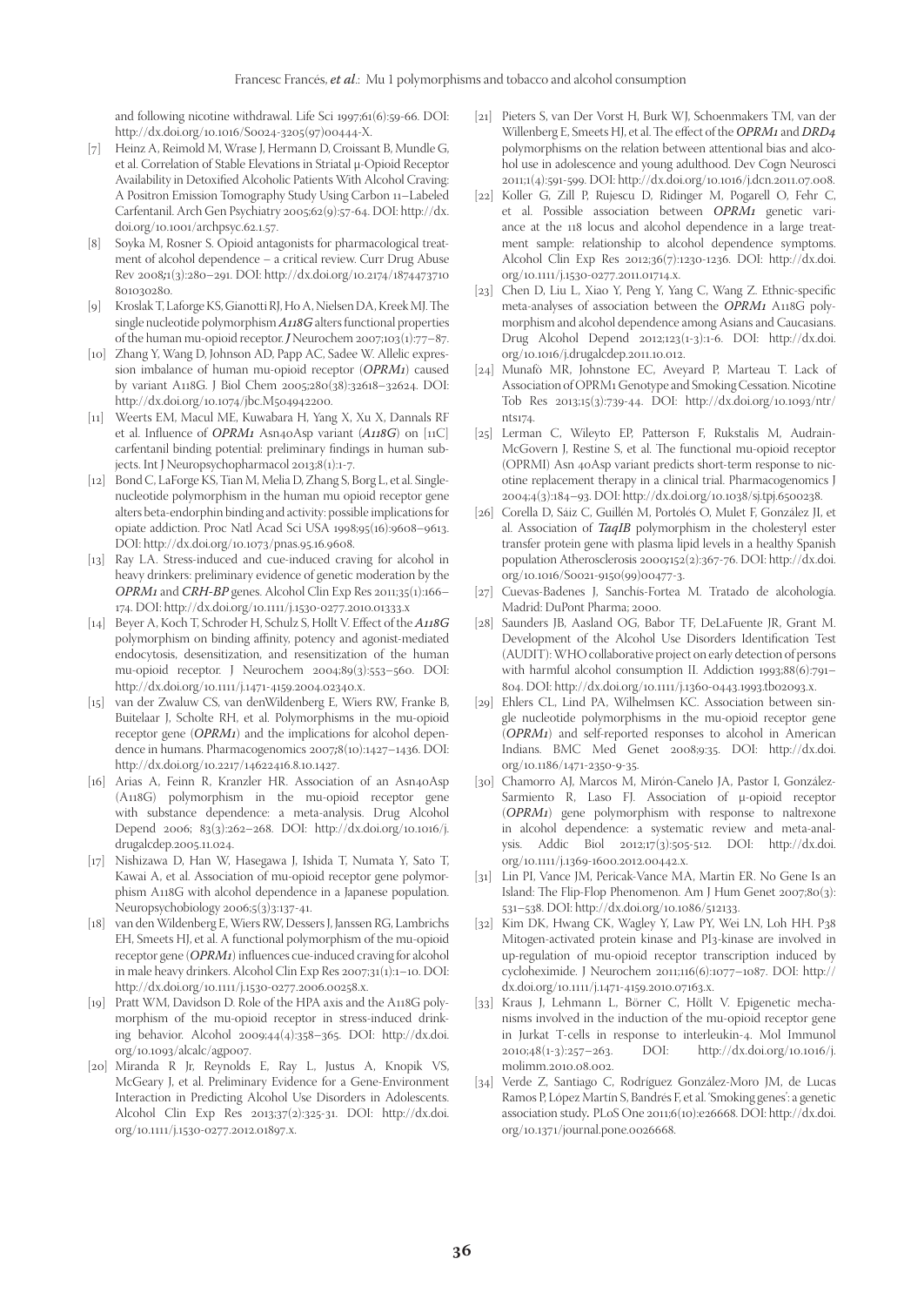and following nicotine withdrawal. Life Sci 1997;61(6):59-66. DOI: http://dx.doi.org/10.1016/S0024-3205(97)00444-X.

[7] Heinz A, Reimold M, Wrase J, Hermann D, Croissant B, Mundle G, et al. Correlation of Stable Elevations in Striatal μ-Opioid Receptor Availability in Detoxified Alcoholic Patients With Alcohol Craving: A Positron Emission Tomography Study Using Carbon 11–Labeled Carfentanil. Arch Gen Psychiatry 2005;62(9):57-64. DOI: http://dx.doi.org/10.1001/archpsyc.62.1.57.

[8] Soyka M, Rosner S. Opioid antagonists for pharmacological treatment of alcohol dependence – a critical review. Curr Drug Abuse Rev 2008;1(3):280–291. DOI: http://dx.doi.org/10.2174/1874473710801030280.

[9] Kroslak T, Laforge KS, Gianotti RJ, Ho A, Nielsen DA, Kreek MJ. The single nucleotide polymorphism *A118G* alters functional properties of the human mu-opioid receptor. *J* Neurochem 2007;103(1):77–87.

[10] Zhang Y, Wang D, Johnson AD, Papp AC, Sadee W. Allelic expression imbalance of human mu-opioid receptor (*OPRM1*) caused by variant A118G. J Biol Chem 2005;280(38):32618–32624. DOI: http://dx.doi.org/10.1074/jbc.M504942200.

[11] Weerts EM, Macul ME, Kuwabara H, Yang X, Xu X, Dannals RF et al. Influence of *OPRM1* Asn40Asp variant (*A118G*) on [11C] carfentanil binding potential: preliminary findings in human subjects. Int J Neuropsychopharmacol 2013;8(1):1-7.

[12] Bond C, LaForge KS, Tian M, Melia D, Zhang S, Borg L, et al. Single-nucleotide polymorphism in the human mu opioid receptor gene alters beta-endorphin binding and activity: possible implications for opiate addiction. Proc Natl Acad Sci USA 1998;95(16):9608–9613. DOI: http://dx.doi.org/10.1073/pnas.95.16.9608.

[13] Ray LA. Stress-induced and cue-induced craving for alcohol in heavy drinkers: preliminary evidence of genetic moderation by the *OPRM1* and *CRH-BP* genes. Alcohol Clin Exp Res 2011;35(1):166–174. DOI: http://dx.doi.org/10.1111/j.1530-0277.2010.01333.x

[14] Beyer A, Koch T, Schroder H, Schulz S, Hollt V. Effect of the *A118G* polymorphism on binding affinity, potency and agonist-mediated endocytosis, desensitization, and resensitization of the human mu-opioid receptor. J Neurochem 2004;89(3):553–560. DOI: http://dx.doi.org/10.1111/j.1471-4159.2004.02340.x.

[15] van der Zwaluw CS, van denWildenberg E, Wiers RW, Franke B, Buitelaar J, Scholte RH, et al. Polymorphisms in the mu-opioid receptor gene (*OPRM1*) and the implications for alcohol dependence in humans. Pharmacogenomics 2007;8(10):1427–1436. DOI: http://dx.doi.org/10.2217/14622416.8.10.1427.

[16] Arias A, Feinn R, Kranzler HR. Association of an Asn40Asp (A118G) polymorphism in the mu-opioid receptor gene with substance dependence: a meta-analysis. Drug Alcohol Depend 2006; 83(3):262–268. DOI: http://dx.doi.org/10.1016/j.drugalcdep.2005.11.024.

[17] Nishizawa D, Han W, Hasegawa J, Ishida T, Numata Y, Sato T, Kawai A, et al. Association of mu-opioid receptor gene polymorphism A118G with alcohol dependence in a Japanese population. Neuropsychobiology 2006;5(3)3:137-41.

[18] van den Wildenberg E, Wiers RW, Dessers J, Janssen RG, Lambrichs EH, Smeets HJ, et al. A functional polymorphism of the mu-opioid receptor gene (*OPRM1*) influences cue-induced craving for alcohol in male heavy drinkers. Alcohol Clin Exp Res 2007;31(1):1–10. DOI: http://dx.doi.org/10.1111/j.1530-0277.2006.00258.x.

[19] Pratt WM, Davidson D. Role of the HPA axis and the A118G polymorphism of the mu-opioid receptor in stress-induced drinking behavior. Alcohol 2009;44(4):358–365. DOI: http://dx.doi.org/10.1093/alcalc/agp007.

[20] Miranda R Jr, Reynolds E, Ray L, Justus A, Knopik VS, McGeary J, et al. Preliminary Evidence for a Gene-Environment Interaction in Predicting Alcohol Use Disorders in Adolescents. Alcohol Clin Exp Res 2013;37(2):325-31. DOI: http://dx.doi.org/10.1111/j.1530-0277.2012.01897.x.

[21] Pieters S, van Der Vorst H, Burk WJ, Schoenmakers TM, van der Willenberg E, Smeets HJ, et al. The effect of the *OPRM1* and *DRD4* polymorphisms on the relation between attentional bias and alcohol use in adolescence and young adulthood. Dev Cogn Neurosci 2011;1(4):591-599. DOI: http://dx.doi.org/10.1016/j.dcn.2011.07.008.

[22] Koller G, Zill P, Rujescu D, Ridinger M, Pogarell O, Fehr C, et al. Possible association between *OPRM1* genetic variance at the 118 locus and alcohol dependence in a large treatment sample: relationship to alcohol dependence symptoms. Alcohol Clin Exp Res 2012;36(7):1230-1236. DOI: http://dx.doi.org/10.1111/j.1530-0277.2011.01714.x.

[23] Chen D, Liu L, Xiao Y, Peng Y, Yang C, Wang Z. Ethnic-specific meta-analyses of association between the *OPRM1* A118G polymorphism and alcohol dependence among Asians and Caucasians. Drug Alcohol Depend 2012;123(1-3):1-6. DOI: http://dx.doi.org/10.1016/j.drugalcdep.2011.10.012.

[24] Munafò MR, Johnstone EC, Aveyard P, Marteau T. Lack of Association of OPRM1 Genotype and Smoking Cessation. Nicotine Tob Res 2013;15(3):739-44. DOI: http://dx.doi.org/10.1093/ntr/nts174.

[25] Lerman C, Wileyto EP, Patterson F, Rukstalis M, Audrain-McGovern J, Restine S, et al. The functional mu-opioid receptor (OPRMl) Asn 40Asp variant predicts short-term response to nicotine replacement therapy in a clinical trial. Pharmacogenomics J 2004;4(3):184–93. DOI: http://dx.doi.org/10.1038/sj.tpj.6500238.

[26] Corella D, Sáiz C, Guillén M, Portolés O, Mulet F, González JI, et al. Association of *TaqIB* polymorphism in the cholesteryl ester transfer protein gene with plasma lipid levels in a healthy Spanish population Atherosclerosis 2000;152(2):367-76. DOI: http://dx.doi.org/10.1016/S0021-9150(99)00477-3.

[27] Cuevas-Badenes J, Sanchis-Fortea M. Tratado de alcohología. Madrid: DuPont Pharma; 2000.

[28] Saunders JB, Aasland OG, Babor TF, DeLaFuente JR, Grant M. Development of the Alcohol Use Disorders Identification Test (AUDIT): WHO collaborative project on early detection of persons with harmful alcohol consumption II. Addiction 1993;88(6):791–804. DOI: http://dx.doi.org/10.1111/j.1360-0443.1993.tb02093.x.

[29] Ehlers CL, Lind PA, Wilhelmsen KC. Association between single nucleotide polymorphisms in the mu-opioid receptor gene (*OPRM1*) and self-reported responses to alcohol in American Indians. BMC Med Genet 2008;9:35. DOI: http://dx.doi.org/10.1186/1471-2350-9-35.

[30] Chamorro AJ, Marcos M, Mirón-Canelo JA, Pastor I, González-Sarmiento R, Laso FJ. Association of μ-opioid receptor (*OPRM1*) gene polymorphism with response to naltrexone in alcohol dependence: a systematic review and meta-analysis. Addic Biol 2012;17(3):505-512. DOI: http://dx.doi.org/10.1111/j.1369-1600.2012.00442.x.

[31] Lin PI, Vance JM, Pericak-Vance MA, Martin ER. No Gene Is an Island: The Flip-Flop Phenomenon. Am J Hum Genet 2007;80(3):531–538. DOI: http://dx.doi.org/10.1086/512133.

[32] Kim DK, Hwang CK, Wagley Y, Law PY, Wei LN, Loh HH. P38 Mitogen-activated protein kinase and PI3-kinase are involved in up-regulation of mu-opioid receptor transcription induced by cycloheximide. J Neurochem 2011;116(6):1077–1087. DOI: http://dx.doi.org/10.1111/j.1471-4159.2010.07163.x.

[33] Kraus J, Lehmann L, Börner C, Höllt V. Epigenetic mechanisms involved in the induction of the mu-opioid receptor gene in Jurkat T-cells in response to interleukin-4. Mol Immunol 2010;48(1-3):257–263. DOI: http://dx.doi.org/10.1016/j.molimm.2010.08.002.

[34] Verde Z, Santiago C, Rodríguez González-Moro JM, de Lucas Ramos P, López Martín S, Bandrés F, et al. 'Smoking genes': a genetic association study. PLoS One 2011;6(10):e26668. DOI: http://dx.doi.org/10.1371/journal.pone.0026668.